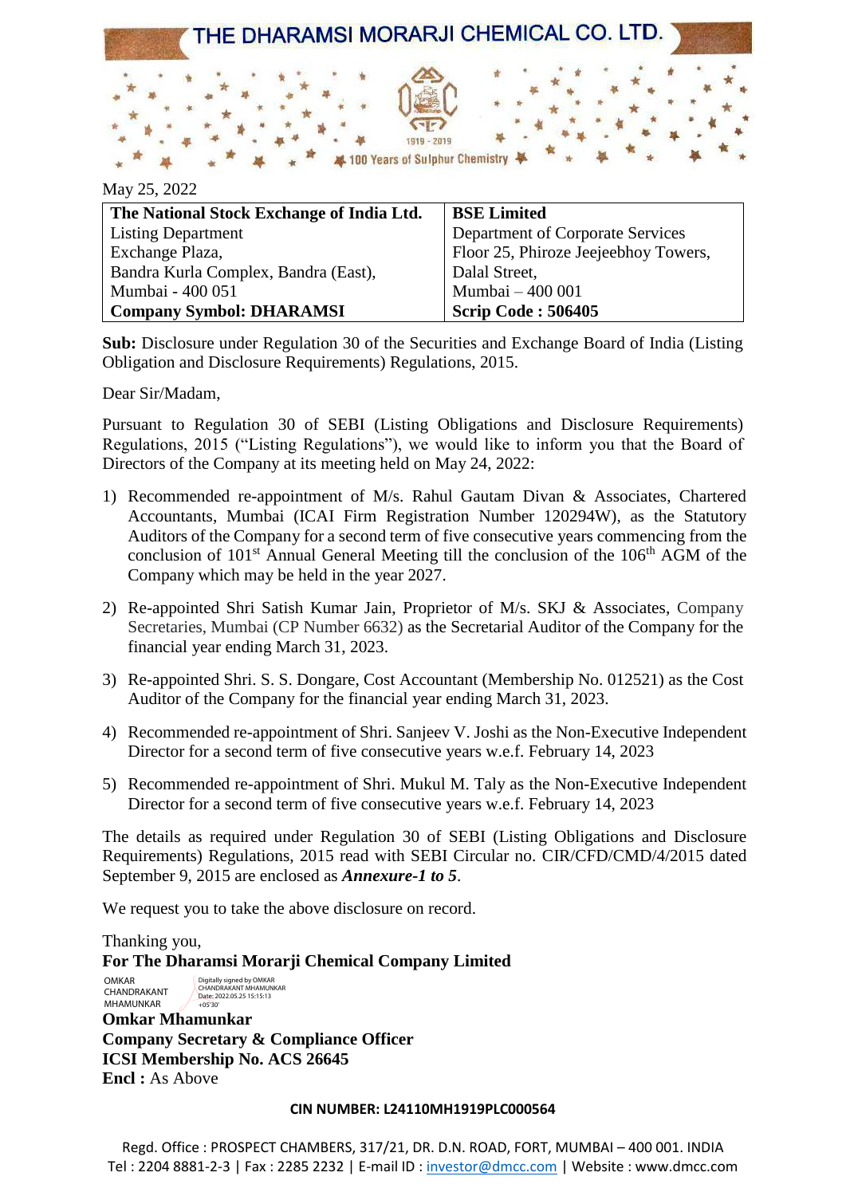# THE DHARAMSI MORARJI CHEMICAL CO. LTD.

1919 - 2019

100 Years of Sulphur Chemistry

May 25, 2022

| **The National Stock Exchange of India Ltd.** | **BSE Limited** |
|---|---|
| Listing Department | Department of Corporate Services |
| Exchange Plaza, | Floor 25, Phiroze Jeejeebhoy Towers, |
| Bandra Kurla Complex, Bandra (East), | Dalal Street, |
| Mumbai - 400 051 | Mumbai – 400 001 |
| **Company Symbol: DHARAMSI** | **Scrip Code : 506405** |

**Sub:** Disclosure under Regulation 30 of the Securities and Exchange Board of India (Listing Obligation and Disclosure Requirements) Regulations, 2015.

Dear Sir/Madam,

Pursuant to Regulation 30 of SEBI (Listing Obligations and Disclosure Requirements) Regulations, 2015 ("Listing Regulations"), we would like to inform you that the Board of Directors of the Company at its meeting held on May 24, 2022:

1) Recommended re-appointment of M/s. Rahul Gautam Divan & Associates, Chartered Accountants, Mumbai (ICAI Firm Registration Number 120294W), as the Statutory Auditors of the Company for a second term of five consecutive years commencing from the conclusion of 101st Annual General Meeting till the conclusion of the 106th AGM of the Company which may be held in the year 2027.

2) Re-appointed Shri Satish Kumar Jain, Proprietor of M/s. SKJ & Associates, Company Secretaries, Mumbai (CP Number 6632) as the Secretarial Auditor of the Company for the financial year ending March 31, 2023.

3) Re-appointed Shri. S. S. Dongare, Cost Accountant (Membership No. 012521) as the Cost Auditor of the Company for the financial year ending March 31, 2023.

4) Recommended re-appointment of Shri. Sanjeev V. Joshi as the Non-Executive Independent Director for a second term of five consecutive years w.e.f. February 14, 2023

5) Recommended re-appointment of Shri. Mukul M. Taly as the Non-Executive Independent Director for a second term of five consecutive years w.e.f. February 14, 2023

The details as required under Regulation 30 of SEBI (Listing Obligations and Disclosure Requirements) Regulations, 2015 read with SEBI Circular no. CIR/CFD/CMD/4/2015 dated September 9, 2015 are enclosed as ***Annexure-1 to 5***.

We request you to take the above disclosure on record.

Thanking you,

**For The Dharamsi Morarji Chemical Company Limited**

OMKAR CHANDRAKANT MHAMUNKAR — Digitally signed by OMKAR CHANDRAKANT MHAMUNKAR Date: 2022.05.25 15:15:13 +05'30'

**Omkar Mhamunkar**
**Company Secretary & Compliance Officer**
**ICSI Membership No. ACS 26645**
**Encl :** As Above

**CIN NUMBER: L24110MH1919PLC000564**

Regd. Office : PROSPECT CHAMBERS, 317/21, DR. D.N. ROAD, FORT, MUMBAI – 400 001. INDIA
Tel : 2204 8881-2-3 | Fax : 2285 2232 | E-mail ID : investor@dmcc.com | Website : www.dmcc.com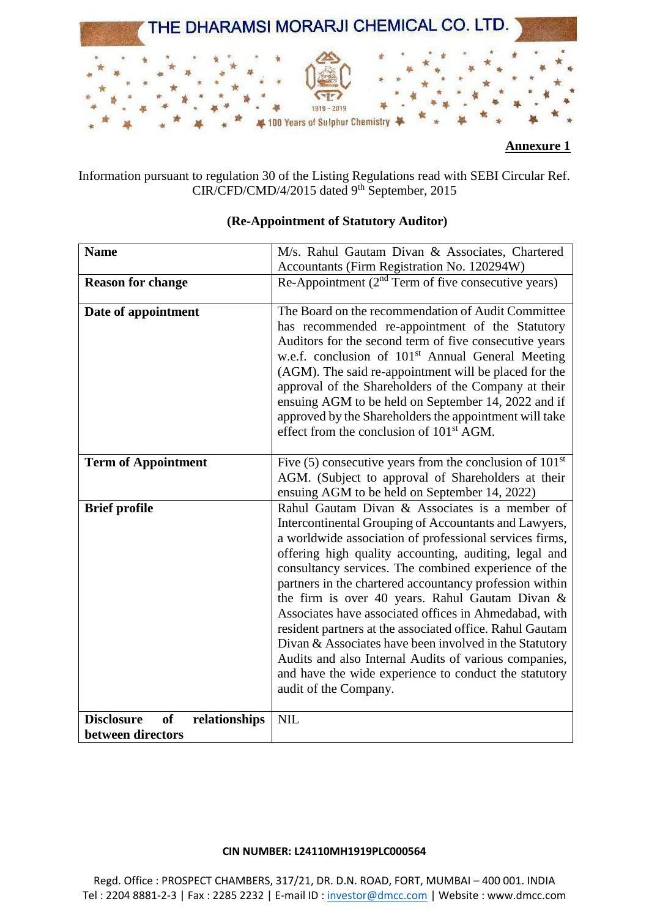**Annexure 1**

Information pursuant to regulation 30 of the Listing Regulations read with SEBI Circular Ref. CIR/CFD/CMD/4/2015 dated 9th September, 2015

**(Re-Appointment of Statutory Auditor)**

| **Name** | M/s. Rahul Gautam Divan & Associates, Chartered Accountants (Firm Registration No. 120294W) |
|---|---|
| **Reason for change** | Re-Appointment (2nd Term of five consecutive years) |
| **Date of appointment** | The Board on the recommendation of Audit Committee has recommended re-appointment of the Statutory Auditors for the second term of five consecutive years w.e.f. conclusion of 101st Annual General Meeting (AGM). The said re-appointment will be placed for the approval of the Shareholders of the Company at their ensuing AGM to be held on September 14, 2022 and if approved by the Shareholders the appointment will take effect from the conclusion of 101st AGM. |
| **Term of Appointment** | Five (5) consecutive years from the conclusion of 101st AGM. (Subject to approval of Shareholders at their ensuing AGM to be held on September 14, 2022) |
| **Brief profile** | Rahul Gautam Divan & Associates is a member of Intercontinental Grouping of Accountants and Lawyers, a worldwide association of professional services firms, offering high quality accounting, auditing, legal and consultancy services. The combined experience of the partners in the chartered accountancy profession within the firm is over 40 years. Rahul Gautam Divan & Associates have associated offices in Ahmedabad, with resident partners at the associated office. Rahul Gautam Divan & Associates have been involved in the Statutory Audits and also Internal Audits of various companies, and have the wide experience to conduct the statutory audit of the Company. |
| **Disclosure of relationships between directors** | NIL |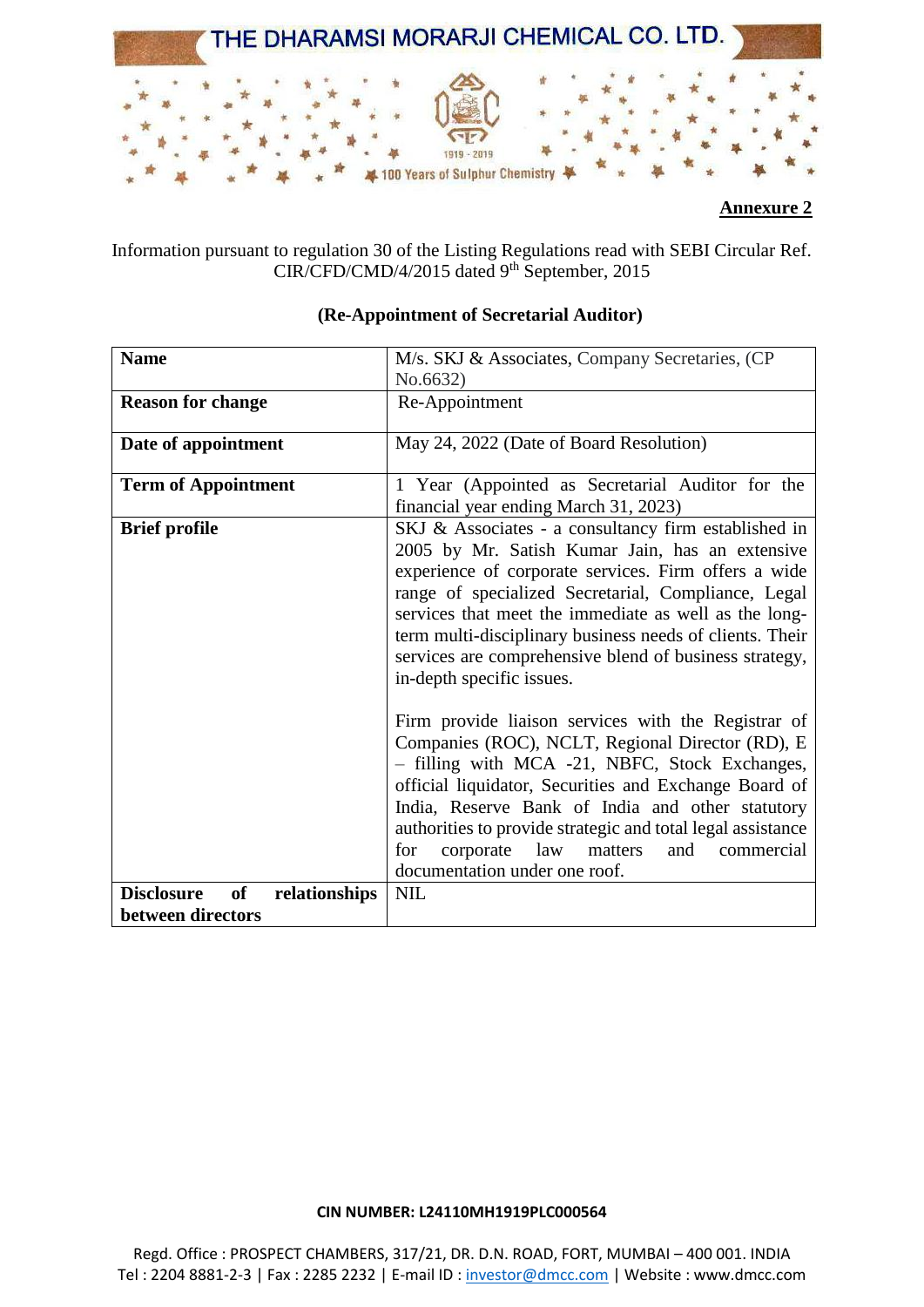**Annexure 2**

Information pursuant to regulation 30 of the Listing Regulations read with SEBI Circular Ref. CIR/CFD/CMD/4/2015 dated 9th September, 2015

**(Re-Appointment of Secretarial Auditor)**

| **Name** | M/s. SKJ & Associates, Company Secretaries, (CP No.6632) |
|---|---|
| **Reason for change** | Re-Appointment |
| **Date of appointment** | May 24, 2022 (Date of Board Resolution) |
| **Term of Appointment** | 1 Year (Appointed as Secretarial Auditor for the financial year ending March 31, 2023) |
| **Brief profile** | SKJ & Associates - a consultancy firm established in 2005 by Mr. Satish Kumar Jain, has an extensive experience of corporate services. Firm offers a wide range of specialized Secretarial, Compliance, Legal services that meet the immediate as well as the long-term multi-disciplinary business needs of clients. Their services are comprehensive blend of business strategy, in-depth specific issues.<br><br>Firm provide liaison services with the Registrar of Companies (ROC), NCLT, Regional Director (RD), E – filling with MCA -21, NBFC, Stock Exchanges, official liquidator, Securities and Exchange Board of India, Reserve Bank of India and other statutory authorities to provide strategic and total legal assistance for corporate law matters and commercial documentation under one roof. |
| **Disclosure of relationships between directors** | NIL |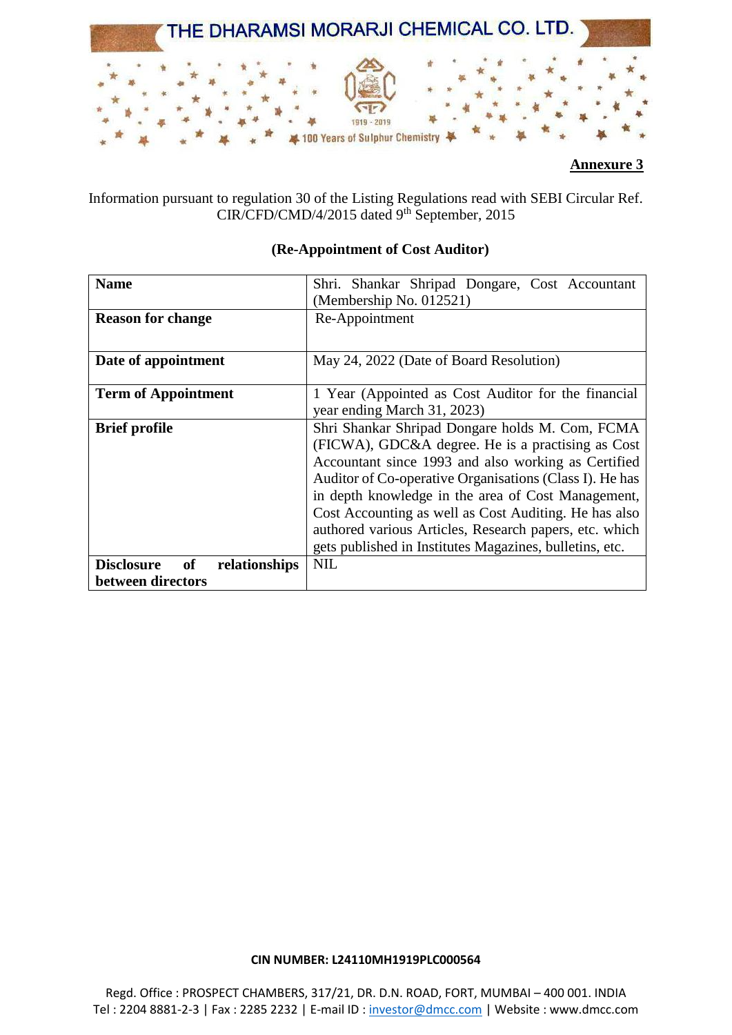**Annexure 3**

Information pursuant to regulation 30 of the Listing Regulations read with SEBI Circular Ref. CIR/CFD/CMD/4/2015 dated 9th September, 2015

**(Re-Appointment of Cost Auditor)**

| **Name** | Shri. Shankar Shripad Dongare, Cost Accountant (Membership No. 012521) |
|---|---|
| **Reason for change** | Re-Appointment |
| **Date of appointment** | May 24, 2022 (Date of Board Resolution) |
| **Term of Appointment** | 1 Year (Appointed as Cost Auditor for the financial year ending March 31, 2023) |
| **Brief profile** | Shri Shankar Shripad Dongare holds M. Com, FCMA (FICWA), GDC&A degree. He is a practising as Cost Accountant since 1993 and also working as Certified Auditor of Co-operative Organisations (Class I). He has in depth knowledge in the area of Cost Management, Cost Accounting as well as Cost Auditing. He has also authored various Articles, Research papers, etc. which gets published in Institutes Magazines, bulletins, etc. |
| **Disclosure of relationships between directors** | NIL |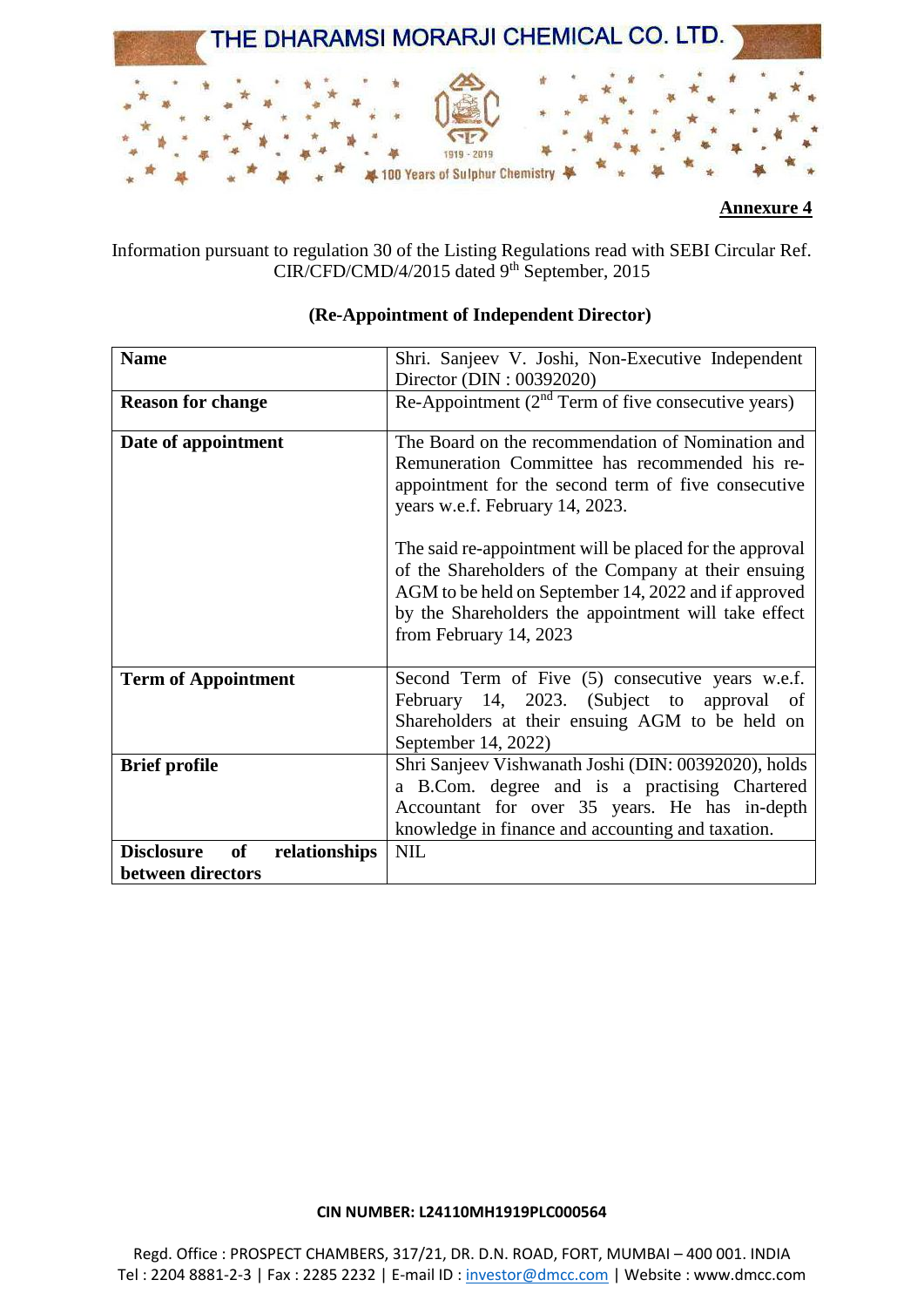**Annexure 4**

Information pursuant to regulation 30 of the Listing Regulations read with SEBI Circular Ref. CIR/CFD/CMD/4/2015 dated 9th September, 2015

**(Re-Appointment of Independent Director)**

| **Name** | Shri. Sanjeev V. Joshi, Non-Executive Independent Director (DIN : 00392020) |
|---|---|
| **Reason for change** | Re-Appointment (2nd Term of five consecutive years) |
| **Date of appointment** | The Board on the recommendation of Nomination and Remuneration Committee has recommended his re-appointment for the second term of five consecutive years w.e.f. February 14, 2023.<br><br>The said re-appointment will be placed for the approval of the Shareholders of the Company at their ensuing AGM to be held on September 14, 2022 and if approved by the Shareholders the appointment will take effect from February 14, 2023 |
| **Term of Appointment** | Second Term of Five (5) consecutive years w.e.f. February 14, 2023. (Subject to approval of Shareholders at their ensuing AGM to be held on September 14, 2022) |
| **Brief profile** | Shri Sanjeev Vishwanath Joshi (DIN: 00392020), holds a B.Com. degree and is a practising Chartered Accountant for over 35 years. He has in-depth knowledge in finance and accounting and taxation. |
| **Disclosure of relationships between directors** | NIL |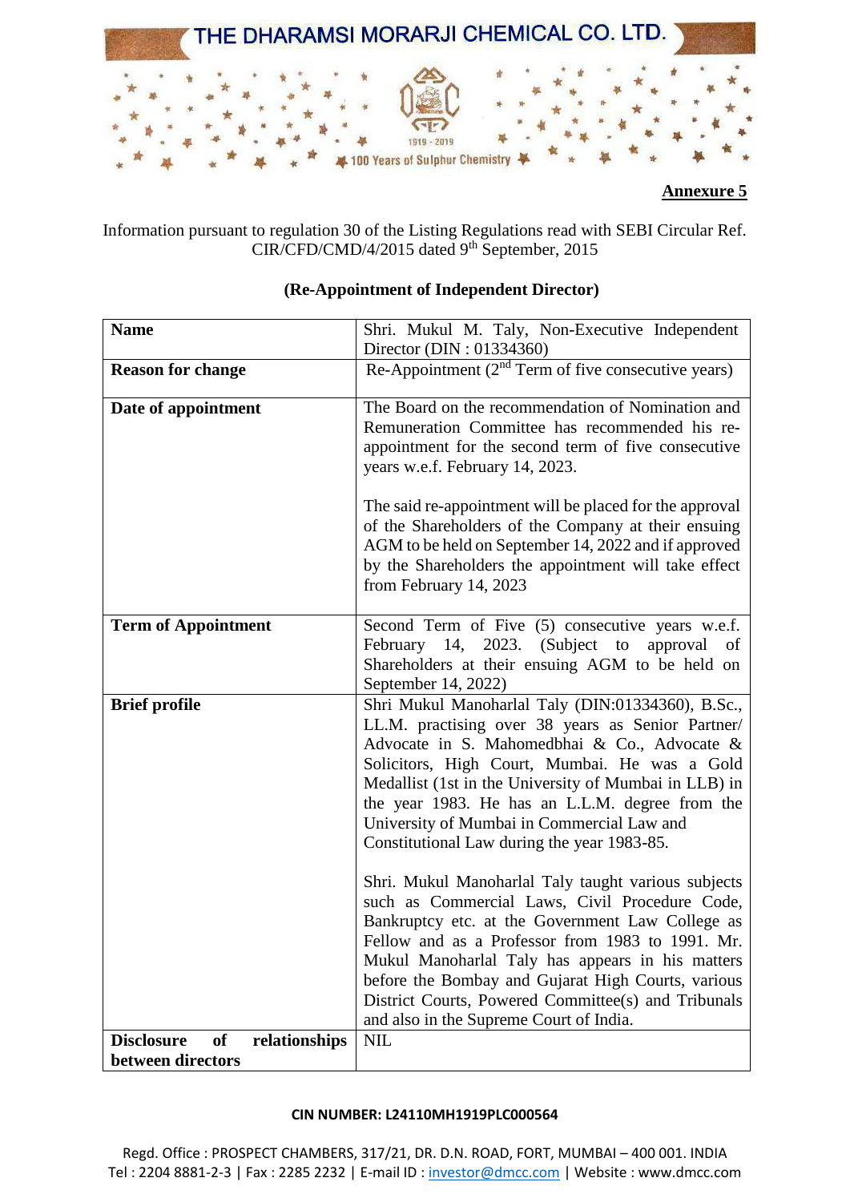**Annexure 5**

Information pursuant to regulation 30 of the Listing Regulations read with SEBI Circular Ref. CIR/CFD/CMD/4/2015 dated 9th September, 2015

**(Re-Appointment of Independent Director)**

| | |
|---|---|
| **Name** | Shri. Mukul M. Taly, Non-Executive Independent Director (DIN : 01334360) |
| **Reason for change** | Re-Appointment (2nd Term of five consecutive years) |
| **Date of appointment** | The Board on the recommendation of Nomination and Remuneration Committee has recommended his re-appointment for the second term of five consecutive years w.e.f. February 14, 2023.<br><br>The said re-appointment will be placed for the approval of the Shareholders of the Company at their ensuing AGM to be held on September 14, 2022 and if approved by the Shareholders the appointment will take effect from February 14, 2023 |
| **Term of Appointment** | Second Term of Five (5) consecutive years w.e.f. February 14, 2023. (Subject to approval of Shareholders at their ensuing AGM to be held on September 14, 2022) |
| **Brief profile** | Shri Mukul Manoharlal Taly (DIN:01334360), B.Sc., LL.M. practising over 38 years as Senior Partner/ Advocate in S. Mahomedbhai & Co., Advocate & Solicitors, High Court, Mumbai. He was a Gold Medallist (1st in the University of Mumbai in LLB) in the year 1983. He has an L.L.M. degree from the University of Mumbai in Commercial Law and Constitutional Law during the year 1983-85.<br><br>Shri. Mukul Manoharlal Taly taught various subjects such as Commercial Laws, Civil Procedure Code, Bankruptcy etc. at the Government Law College as Fellow and as a Professor from 1983 to 1991. Mr. Mukul Manoharlal Taly has appears in his matters before the Bombay and Gujarat High Courts, various District Courts, Powered Committee(s) and Tribunals and also in the Supreme Court of India. |
| **Disclosure of relationships between directors** | NIL |